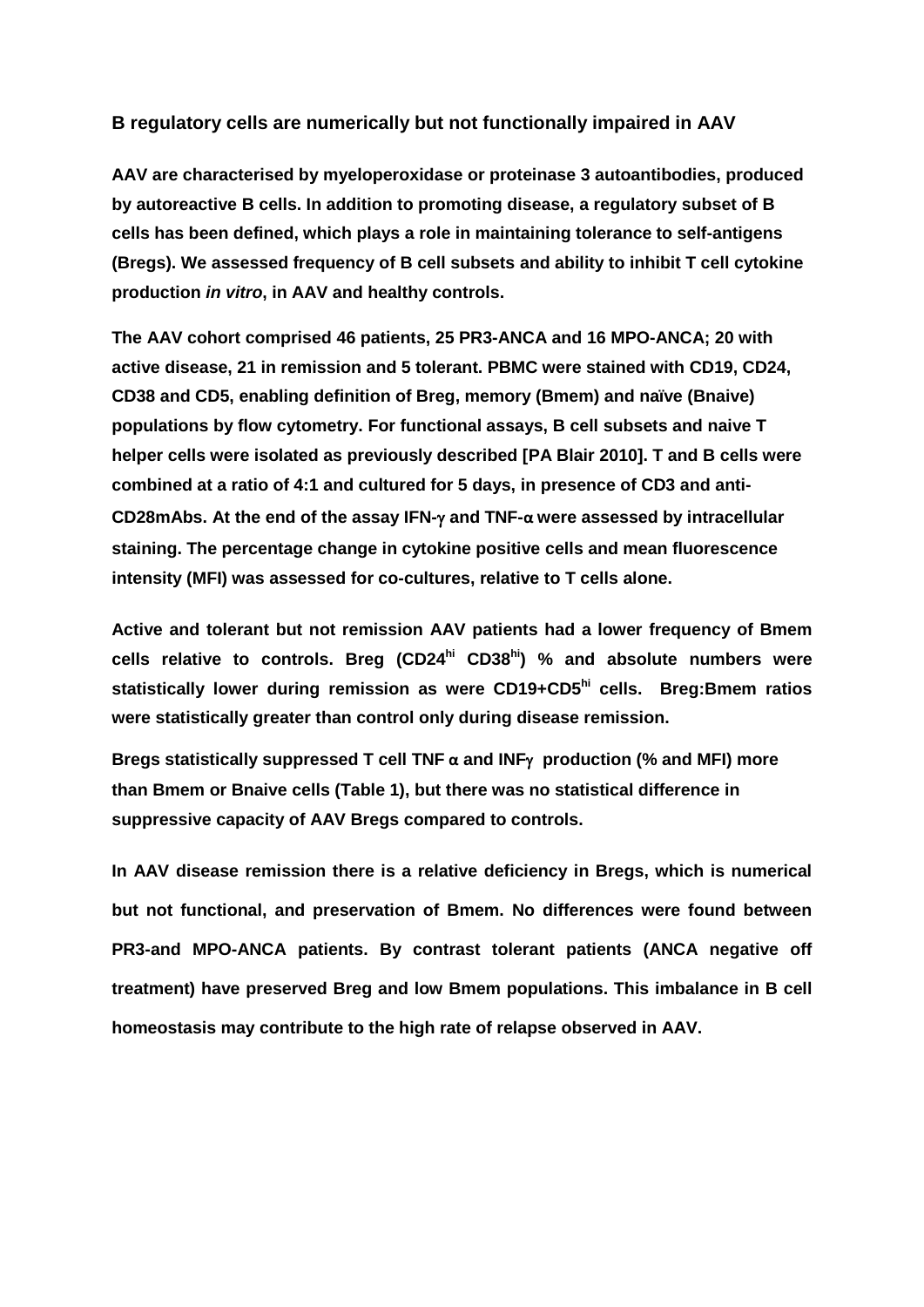## B regulatory cells are numerically but not functionally impaired in AAV

**AAV are characterised by myeloperoxidase or proteinase 3 autoantibodies, produced by autoreactive B cells. In addition to promoting disease, a regulatory subset of B cells has been defined, which plays a role in maintaining tolerance to self-antigens (Bregs). We assessed frequency of B cell subsets and ability to inhibit T cell cytokine production *in vitro*, in AAV and healthy controls.**

**The AAV cohort comprised 46 patients, 25 PR3-ANCA and 16 MPO-ANCA; 20 with active disease, 21 in remission and 5 tolerant. PBMC were stained with CD19, CD24, CD38 and CD5, enabling definition of Breg, memory (Bmem) and naïve (Bnaive) populations by flow cytometry. For functional assays, B cell subsets and naive T helper cells were isolated as previously described [PA Blair 2010]. T and B cells were combined at a ratio of 4:1 and cultured for 5 days, in presence of CD3 and anti-CD28mAbs. At the end of the assay IFN-$\gamma$ and TNF-$\alpha$ were assessed by intracellular staining. The percentage change in cytokine positive cells and mean fluorescence intensity (MFI) was assessed for co-cultures, relative to T cells alone.**

**Active and tolerant but not remission AAV patients had a lower frequency of Bmem cells relative to controls. Breg ($CD24^{hi}$ $CD38^{hi}$) % and absolute numbers were statistically lower during remission as were CD19+$CD5^{hi}$ cells. Breg:Bmem ratios were statistically greater than control only during disease remission.**

**Bregs statistically suppressed T cell TNF $\alpha$ and INF$\gamma$ production (% and MFI) more than Bmem or Bnaive cells (Table 1), but there was no statistical difference in suppressive capacity of AAV Bregs compared to controls.**

**In AAV disease remission there is a relative deficiency in Bregs, which is numerical but not functional, and preservation of Bmem. No differences were found between PR3-and MPO-ANCA patients. By contrast tolerant patients (ANCA negative off treatment) have preserved Breg and low Bmem populations. This imbalance in B cell homeostasis may contribute to the high rate of relapse observed in AAV.**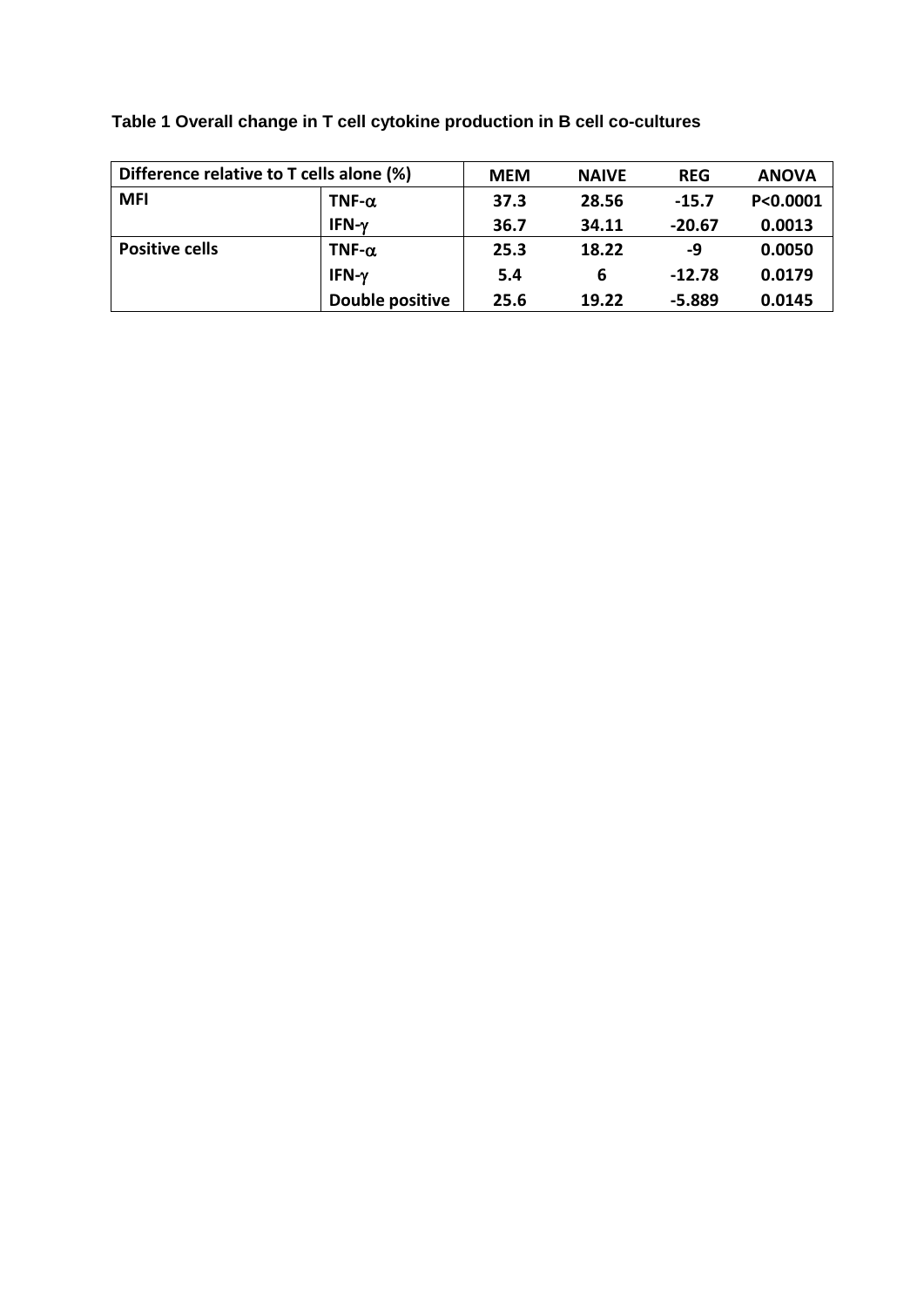**Table 1 Overall change in T cell cytokine production in B cell co-cultures**

| Difference relative to T cells alone (%) | | MEM | NAIVE | REG | ANOVA |
|---|---|---|---|---|---|
| **MFI** | **TNF-α** | **37.3** | **28.56** | **-15.7** | **P<0.0001** |
| | **IFN-γ** | **36.7** | **34.11** | **-20.67** | **0.0013** |
| **Positive cells** | **TNF-α** | **25.3** | **18.22** | **-9** | **0.0050** |
| | **IFN-γ** | **5.4** | **6** | **-12.78** | **0.0179** |
| | **Double positive** | **25.6** | **19.22** | **-5.889** | **0.0145** |